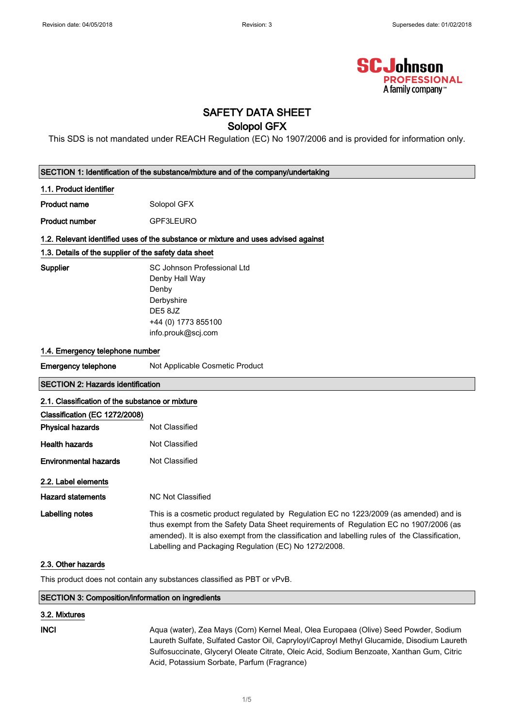# SAFETY DATA SHEET

## Solopol GFX

This SDS is not mandated under REACH Regulation (EC) No 1907/2006 and is provided for information only.

### SECTION 1: Identification of the substance/mixture and of the company/undertaking

#### 1.1. Product identifier

**Product name** Solopol GFX

**Product number** GPF3LEURO

#### 1.2. Relevant identified uses of the substance or mixture and uses advised against

#### 1.3. Details of the supplier of the safety data sheet

**Supplier**
SC Johnson Professional Ltd
Denby Hall Way
Denby
Derbyshire
DE5 8JZ
+44 (0) 1773 855100
info.prouk@scj.com

#### 1.4. Emergency telephone number

**Emergency telephone** Not Applicable Cosmetic Product

### SECTION 2: Hazards identification

#### 2.1. Classification of the substance or mixture

**Classification (EC 1272/2008)**

**Physical hazards** Not Classified

**Health hazards** Not Classified

**Environmental hazards** Not Classified

#### 2.2. Label elements

**Hazard statements** NC Not Classified

**Labelling notes** This is a cosmetic product regulated by Regulation EC no 1223/2009 (as amended) and is thus exempt from the Safety Data Sheet requirements of Regulation EC no 1907/2006 (as amended). It is also exempt from the classification and labelling rules of the Classification, Labelling and Packaging Regulation (EC) No 1272/2008.

#### 2.3. Other hazards

This product does not contain any substances classified as PBT or vPvB.

### SECTION 3: Composition/information on ingredients

#### 3.2. Mixtures

**INCI** Aqua (water), Zea Mays (Corn) Kernel Meal, Olea Europaea (Olive) Seed Powder, Sodium Laureth Sulfate, Sulfated Castor Oil, Capryloyl/Caproyl Methyl Glucamide, Disodium Laureth Sulfosuccinate, Glyceryl Oleate Citrate, Oleic Acid, Sodium Benzoate, Xanthan Gum, Citric Acid, Potassium Sorbate, Parfum (Fragrance)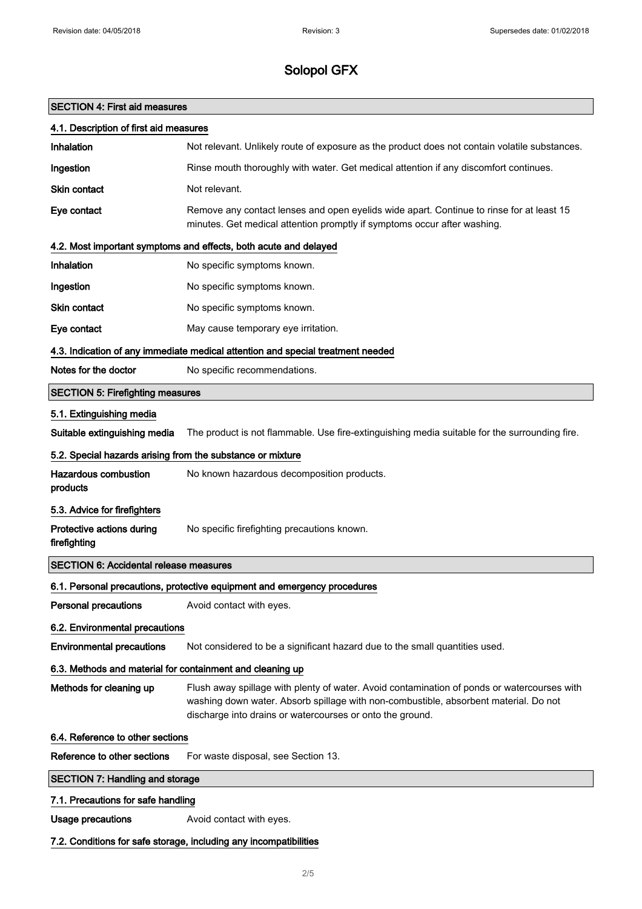# Solopol GFX

## SECTION 4: First aid measures

### 4.1. Description of first aid measures

| | |
|---|---|
| **Inhalation** | Not relevant. Unlikely route of exposure as the product does not contain volatile substances. |
| **Ingestion** | Rinse mouth thoroughly with water. Get medical attention if any discomfort continues. |
| **Skin contact** | Not relevant. |
| **Eye contact** | Remove any contact lenses and open eyelids wide apart. Continue to rinse for at least 15 minutes. Get medical attention promptly if symptoms occur after washing. |

### 4.2. Most important symptoms and effects, both acute and delayed

| | |
|---|---|
| **Inhalation** | No specific symptoms known. |
| **Ingestion** | No specific symptoms known. |
| **Skin contact** | No specific symptoms known. |
| **Eye contact** | May cause temporary eye irritation. |

### 4.3. Indication of any immediate medical attention and special treatment needed

| | |
|---|---|
| **Notes for the doctor** | No specific recommendations. |

## SECTION 5: Firefighting measures

### 5.1. Extinguishing media

| | |
|---|---|
| **Suitable extinguishing media** | The product is not flammable. Use fire-extinguishing media suitable for the surrounding fire. |

### 5.2. Special hazards arising from the substance or mixture

| | |
|---|---|
| **Hazardous combustion products** | No known hazardous decomposition products. |

### 5.3. Advice for firefighters

| | |
|---|---|
| **Protective actions during firefighting** | No specific firefighting precautions known. |

## SECTION 6: Accidental release measures

### 6.1. Personal precautions, protective equipment and emergency procedures

| | |
|---|---|
| **Personal precautions** | Avoid contact with eyes. |

### 6.2. Environmental precautions

| | |
|---|---|
| **Environmental precautions** | Not considered to be a significant hazard due to the small quantities used. |

### 6.3. Methods and material for containment and cleaning up

| | |
|---|---|
| **Methods for cleaning up** | Flush away spillage with plenty of water. Avoid contamination of ponds or watercourses with washing down water. Absorb spillage with non-combustible, absorbent material. Do not discharge into drains or watercourses or onto the ground. |

### 6.4. Reference to other sections

| | |
|---|---|
| **Reference to other sections** | For waste disposal, see Section 13. |

## SECTION 7: Handling and storage

### 7.1. Precautions for safe handling

| | |
|---|---|
| **Usage precautions** | Avoid contact with eyes. |

### 7.2. Conditions for safe storage, including any incompatibilities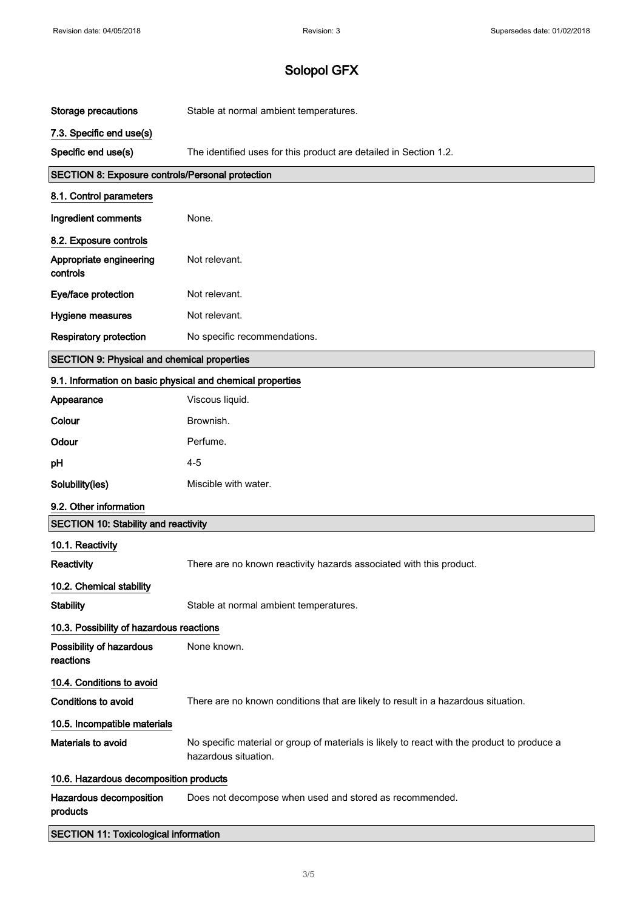# Solopol GFX

| | |
|---|---|
| **Storage precautions** | Stable at normal ambient temperatures. |

### 7.3. Specific end use(s)

| | |
|---|---|
| **Specific end use(s)** | The identified uses for this product are detailed in Section 1.2. |

## SECTION 8: Exposure controls/Personal protection

### 8.1. Control parameters

| | |
|---|---|
| **Ingredient comments** | None. |

### 8.2. Exposure controls

| | |
|---|---|
| **Appropriate engineering controls** | Not relevant. |
| **Eye/face protection** | Not relevant. |
| **Hygiene measures** | Not relevant. |
| **Respiratory protection** | No specific recommendations. |

## SECTION 9: Physical and chemical properties

### 9.1. Information on basic physical and chemical properties

| | |
|---|---|
| **Appearance** | Viscous liquid. |
| **Colour** | Brownish. |
| **Odour** | Perfume. |
| **pH** | 4-5 |
| **Solubility(ies)** | Miscible with water. |

### 9.2. Other information

## SECTION 10: Stability and reactivity

### 10.1. Reactivity

| | |
|---|---|
| **Reactivity** | There are no known reactivity hazards associated with this product. |

### 10.2. Chemical stability

| | |
|---|---|
| **Stability** | Stable at normal ambient temperatures. |

### 10.3. Possibility of hazardous reactions

| | |
|---|---|
| **Possibility of hazardous reactions** | None known. |

### 10.4. Conditions to avoid

| | |
|---|---|
| **Conditions to avoid** | There are no known conditions that are likely to result in a hazardous situation. |

### 10.5. Incompatible materials

| | |
|---|---|
| **Materials to avoid** | No specific material or group of materials is likely to react with the product to produce a hazardous situation. |

### 10.6. Hazardous decomposition products

| | |
|---|---|
| **Hazardous decomposition products** | Does not decompose when used and stored as recommended. |

## SECTION 11: Toxicological information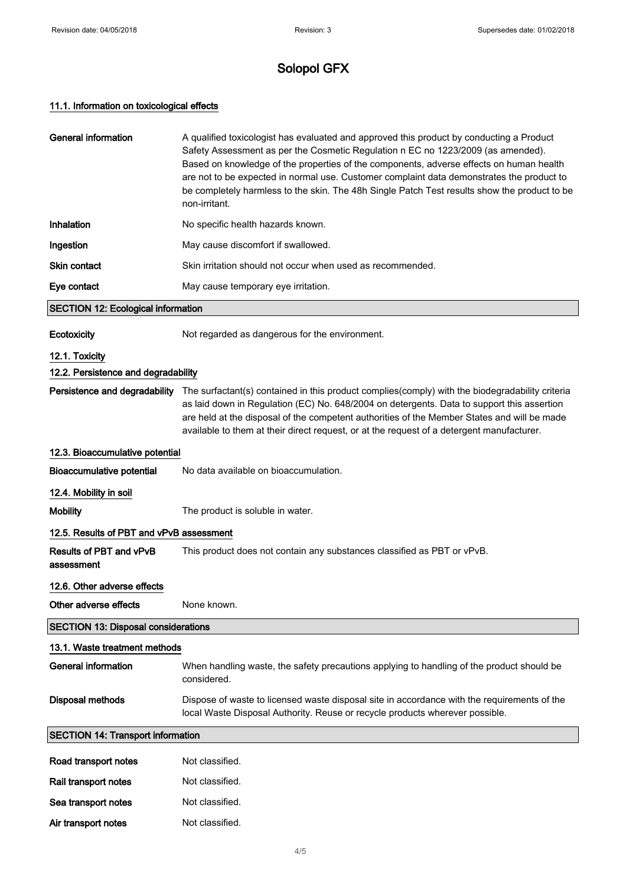# Solopol GFX

## 11.1. Information on toxicological effects

| | |
|---|---|
| **General information** | A qualified toxicologist has evaluated and approved this product by conducting a Product Safety Assessment as per the Cosmetic Regulation n EC no 1223/2009 (as amended). Based on knowledge of the properties of the components, adverse effects on human health are not to be expected in normal use. Customer complaint data demonstrates the product to be completely harmless to the skin. The 48h Single Patch Test results show the product to be non-irritant. |
| **Inhalation** | No specific health hazards known. |
| **Ingestion** | May cause discomfort if swallowed. |
| **Skin contact** | Skin irritation should not occur when used as recommended. |
| **Eye contact** | May cause temporary eye irritation. |

## SECTION 12: Ecological information

| | |
|---|---|
| **Ecotoxicity** | Not regarded as dangerous for the environment. |

### 12.1. Toxicity

### 12.2. Persistence and degradability

| | |
|---|---|
| **Persistence and degradability** | The surfactant(s) contained in this product complies(comply) with the biodegradability criteria as laid down in Regulation (EC) No. 648/2004 on detergents. Data to support this assertion are held at the disposal of the competent authorities of the Member States and will be made available to them at their direct request, or at the request of a detergent manufacturer. |

### 12.3. Bioaccumulative potential

| | |
|---|---|
| **Bioaccumulative potential** | No data available on bioaccumulation. |

### 12.4. Mobility in soil

| | |
|---|---|
| **Mobility** | The product is soluble in water. |

### 12.5. Results of PBT and vPvB assessment

| | |
|---|---|
| **Results of PBT and vPvB assessment** | This product does not contain any substances classified as PBT or vPvB. |

### 12.6. Other adverse effects

| | |
|---|---|
| **Other adverse effects** | None known. |

## SECTION 13: Disposal considerations

### 13.1. Waste treatment methods

| | |
|---|---|
| **General information** | When handling waste, the safety precautions applying to handling of the product should be considered. |
| **Disposal methods** | Dispose of waste to licensed waste disposal site in accordance with the requirements of the local Waste Disposal Authority. Reuse or recycle products wherever possible. |

## SECTION 14: Transport information

| | |
|---|---|
| **Road transport notes** | Not classified. |
| **Rail transport notes** | Not classified. |
| **Sea transport notes** | Not classified. |
| **Air transport notes** | Not classified. |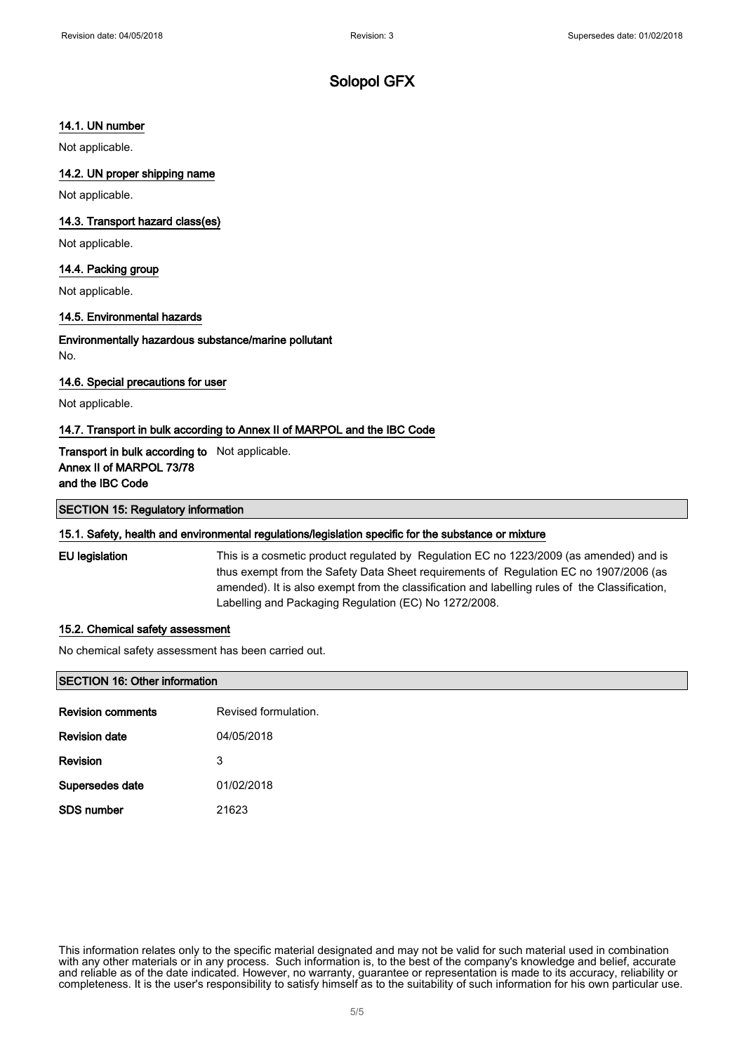# Solopol GFX

### 14.1. UN number

Not applicable.

### 14.2. UN proper shipping name

Not applicable.

### 14.3. Transport hazard class(es)

Not applicable.

### 14.4. Packing group

Not applicable.

### 14.5. Environmental hazards

**Environmentally hazardous substance/marine pollutant**

No.

### 14.6. Special precautions for user

Not applicable.

### 14.7. Transport in bulk according to Annex II of MARPOL and the IBC Code

| | |
|---|---|
| **Transport in bulk according to Annex II of MARPOL 73/78 and the IBC Code** | Not applicable. |

## SECTION 15: Regulatory information

### 15.1. Safety, health and environmental regulations/legislation specific for the substance or mixture

| | |
|---|---|
| **EU legislation** | This is a cosmetic product regulated by Regulation EC no 1223/2009 (as amended) and is thus exempt from the Safety Data Sheet requirements of Regulation EC no 1907/2006 (as amended). It is also exempt from the classification and labelling rules of the Classification, Labelling and Packaging Regulation (EC) No 1272/2008. |

### 15.2. Chemical safety assessment

No chemical safety assessment has been carried out.

## SECTION 16: Other information

| | |
|---|---|
| **Revision comments** | Revised formulation. |
| **Revision date** | 04/05/2018 |
| **Revision** | 3 |
| **Supersedes date** | 01/02/2018 |
| **SDS number** | 21623 |

This information relates only to the specific material designated and may not be valid for such material used in combination with any other materials or in any process. Such information is, to the best of the company's knowledge and belief, accurate and reliable as of the date indicated. However, no warranty, guarantee or representation is made to its accuracy, reliability or completeness. It is the user's responsibility to satisfy himself as to the suitability of such information for his own particular use.